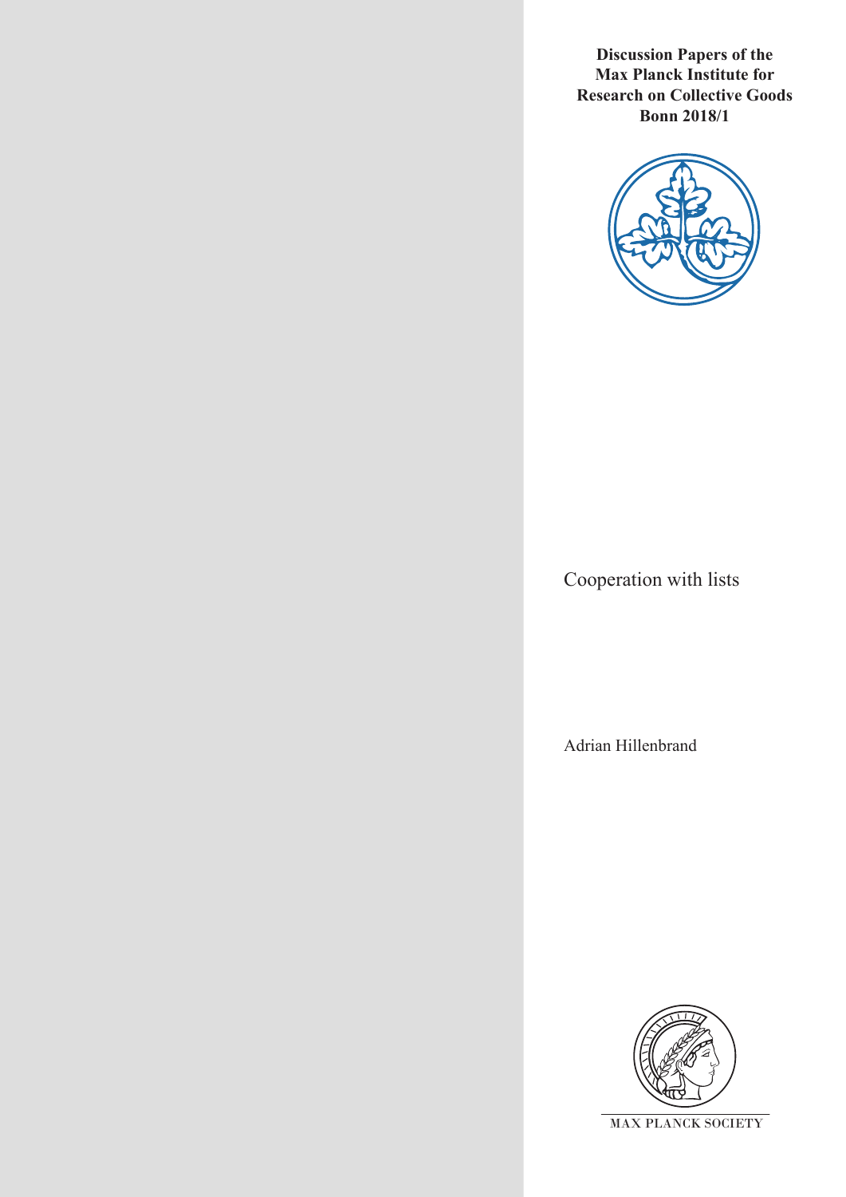**Discussion Papers of the Max Planck Institute for Research on Collective Goods Bonn 2018/1**

# Cooperation with lists

Adrian Hillenbrand

MAX PLANCK SOCIETY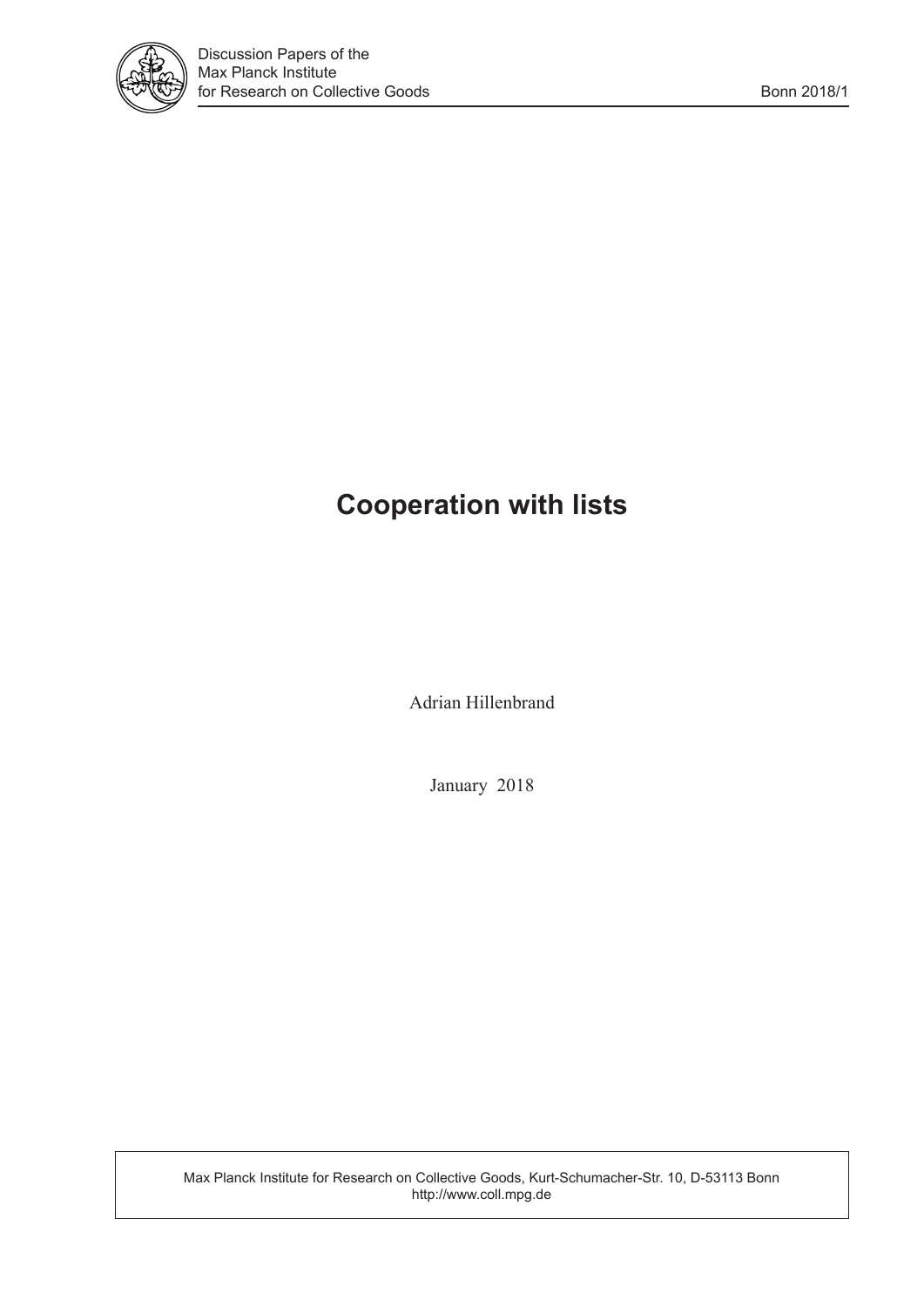# Cooperation with lists

Adrian Hillenbrand

January 2018

Max Planck Institute for Research on Collective Goods, Kurt-Schumacher-Str. 10, D-53113 Bonn
http://www.coll.mpg.de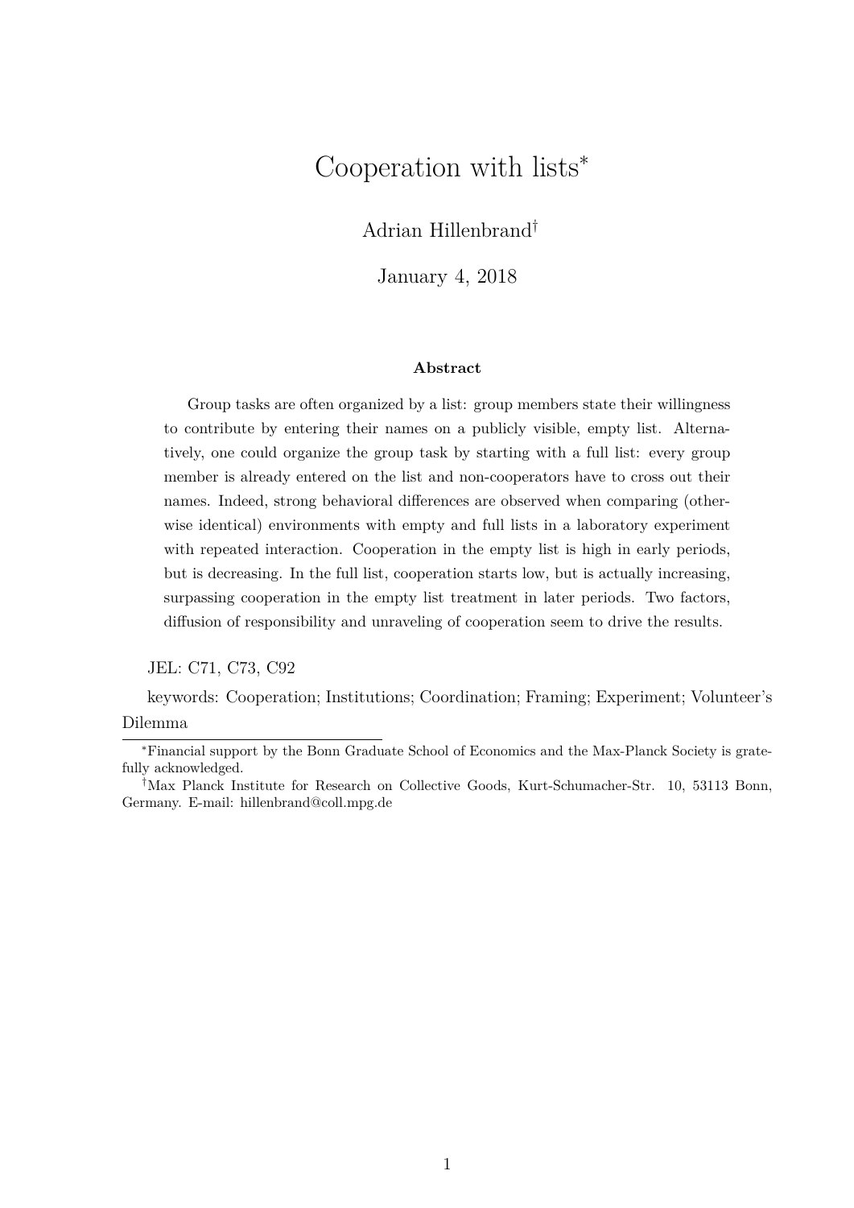# Cooperation with lists*

Adrian Hillenbrand†

January 4, 2018

**Abstract**

Group tasks are often organized by a list: group members state their willingness to contribute by entering their names on a publicly visible, empty list. Alternatively, one could organize the group task by starting with a full list: every group member is already entered on the list and non-cooperators have to cross out their names. Indeed, strong behavioral differences are observed when comparing (otherwise identical) environments with empty and full lists in a laboratory experiment with repeated interaction. Cooperation in the empty list is high in early periods, but is decreasing. In the full list, cooperation starts low, but is actually increasing, surpassing cooperation in the empty list treatment in later periods. Two factors, diffusion of responsibility and unraveling of cooperation seem to drive the results.

JEL: C71, C73, C92

keywords: Cooperation; Institutions; Coordination; Framing; Experiment; Volunteer's Dilemma

---

*Financial support by the Bonn Graduate School of Economics and the Max-Planck Society is gratefully acknowledged.

†Max Planck Institute for Research on Collective Goods, Kurt-Schumacher-Str. 10, 53113 Bonn, Germany. E-mail: hillenbrand@coll.mpg.de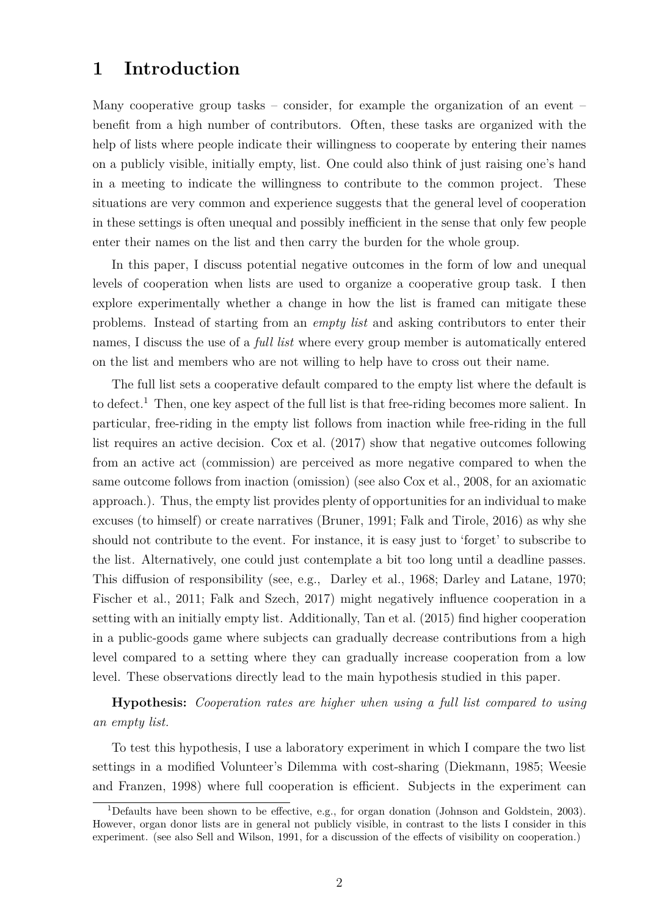# 1 Introduction

Many cooperative group tasks – consider, for example the organization of an event – benefit from a high number of contributors. Often, these tasks are organized with the help of lists where people indicate their willingness to cooperate by entering their names on a publicly visible, initially empty, list. One could also think of just raising one's hand in a meeting to indicate the willingness to contribute to the common project. These situations are very common and experience suggests that the general level of cooperation in these settings is often unequal and possibly inefficient in the sense that only few people enter their names on the list and then carry the burden for the whole group.

In this paper, I discuss potential negative outcomes in the form of low and unequal levels of cooperation when lists are used to organize a cooperative group task. I then explore experimentally whether a change in how the list is framed can mitigate these problems. Instead of starting from an *empty list* and asking contributors to enter their names, I discuss the use of a *full list* where every group member is automatically entered on the list and members who are not willing to help have to cross out their name.

The full list sets a cooperative default compared to the empty list where the default is to defect.[1] Then, one key aspect of the full list is that free-riding becomes more salient. In particular, free-riding in the empty list follows from inaction while free-riding in the full list requires an active decision. Cox et al. (2017) show that negative outcomes following from an active act (commission) are perceived as more negative compared to when the same outcome follows from inaction (omission) (see also Cox et al., 2008, for an axiomatic approach.). Thus, the empty list provides plenty of opportunities for an individual to make excuses (to himself) or create narratives (Bruner, 1991; Falk and Tirole, 2016) as why she should not contribute to the event. For instance, it is easy just to 'forget' to subscribe to the list. Alternatively, one could just contemplate a bit too long until a deadline passes. This diffusion of responsibility (see, e.g., Darley et al., 1968; Darley and Latane, 1970; Fischer et al., 2011; Falk and Szech, 2017) might negatively influence cooperation in a setting with an initially empty list. Additionally, Tan et al. (2015) find higher cooperation in a public-goods game where subjects can gradually decrease contributions from a high level compared to a setting where they can gradually increase cooperation from a low level. These observations directly lead to the main hypothesis studied in this paper.

**Hypothesis:** *Cooperation rates are higher when using a full list compared to using an empty list.*

To test this hypothesis, I use a laboratory experiment in which I compare the two list settings in a modified Volunteer's Dilemma with cost-sharing (Diekmann, 1985; Weesie and Franzen, 1998) where full cooperation is efficient. Subjects in the experiment can

[1] Defaults have been shown to be effective, e.g., for organ donation (Johnson and Goldstein, 2003). However, organ donor lists are in general not publicly visible, in contrast to the lists I consider in this experiment. (see also Sell and Wilson, 1991, for a discussion of the effects of visibility on cooperation.)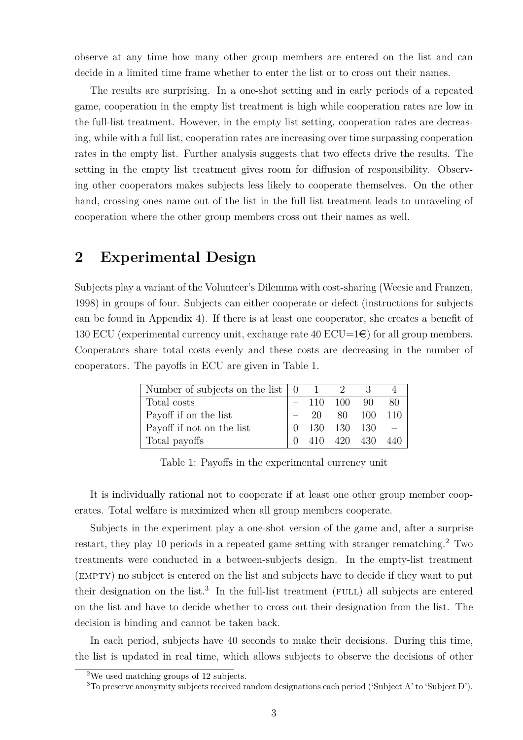observe at any time how many other group members are entered on the list and can decide in a limited time frame whether to enter the list or to cross out their names.

The results are surprising. In a one-shot setting and in early periods of a repeated game, cooperation in the empty list treatment is high while cooperation rates are low in the full-list treatment. However, in the empty list setting, cooperation rates are decreasing, while with a full list, cooperation rates are increasing over time surpassing cooperation rates in the empty list. Further analysis suggests that two effects drive the results. The setting in the empty list treatment gives room for diffusion of responsibility. Observing other cooperators makes subjects less likely to cooperate themselves. On the other hand, crossing ones name out of the list in the full list treatment leads to unraveling of cooperation where the other group members cross out their names as well.

## 2 Experimental Design

Subjects play a variant of the Volunteer's Dilemma with cost-sharing (Weesie and Franzen, 1998) in groups of four. Subjects can either cooperate or defect (instructions for subjects can be found in Appendix 4). If there is at least one cooperator, she creates a benefit of 130 ECU (experimental currency unit, exchange rate 40 ECU=1€) for all group members. Cooperators share total costs evenly and these costs are decreasing in the number of cooperators. The payoffs in ECU are given in Table 1.

| Number of subjects on the list | 0 | 1 | 2 | 3 | 4 |
|---|---|---|---|---|---|
| Total costs | – | 110 | 100 | 90 | 80 |
| Payoff if on the list | – | 20 | 80 | 100 | 110 |
| Payoff if not on the list | 0 | 130 | 130 | 130 | – |
| Total payoffs | 0 | 410 | 420 | 430 | 440 |

Table 1: Payoffs in the experimental currency unit

It is individually rational not to cooperate if at least one other group member cooperates. Total welfare is maximized when all group members cooperate.

Subjects in the experiment play a one-shot version of the game and, after a surprise restart, they play 10 periods in a repeated game setting with stranger rematching.[2] Two treatments were conducted in a between-subjects design. In the empty-list treatment (EMPTY) no subject is entered on the list and subjects have to decide if they want to put their designation on the list.[3] In the full-list treatment (FULL) all subjects are entered on the list and have to decide whether to cross out their designation from the list. The decision is binding and cannot be taken back.

In each period, subjects have 40 seconds to make their decisions. During this time, the list is updated in real time, which allows subjects to observe the decisions of other

[2] We used matching groups of 12 subjects.

[3] To preserve anonymity subjects received random designations each period ('Subject A' to 'Subject D').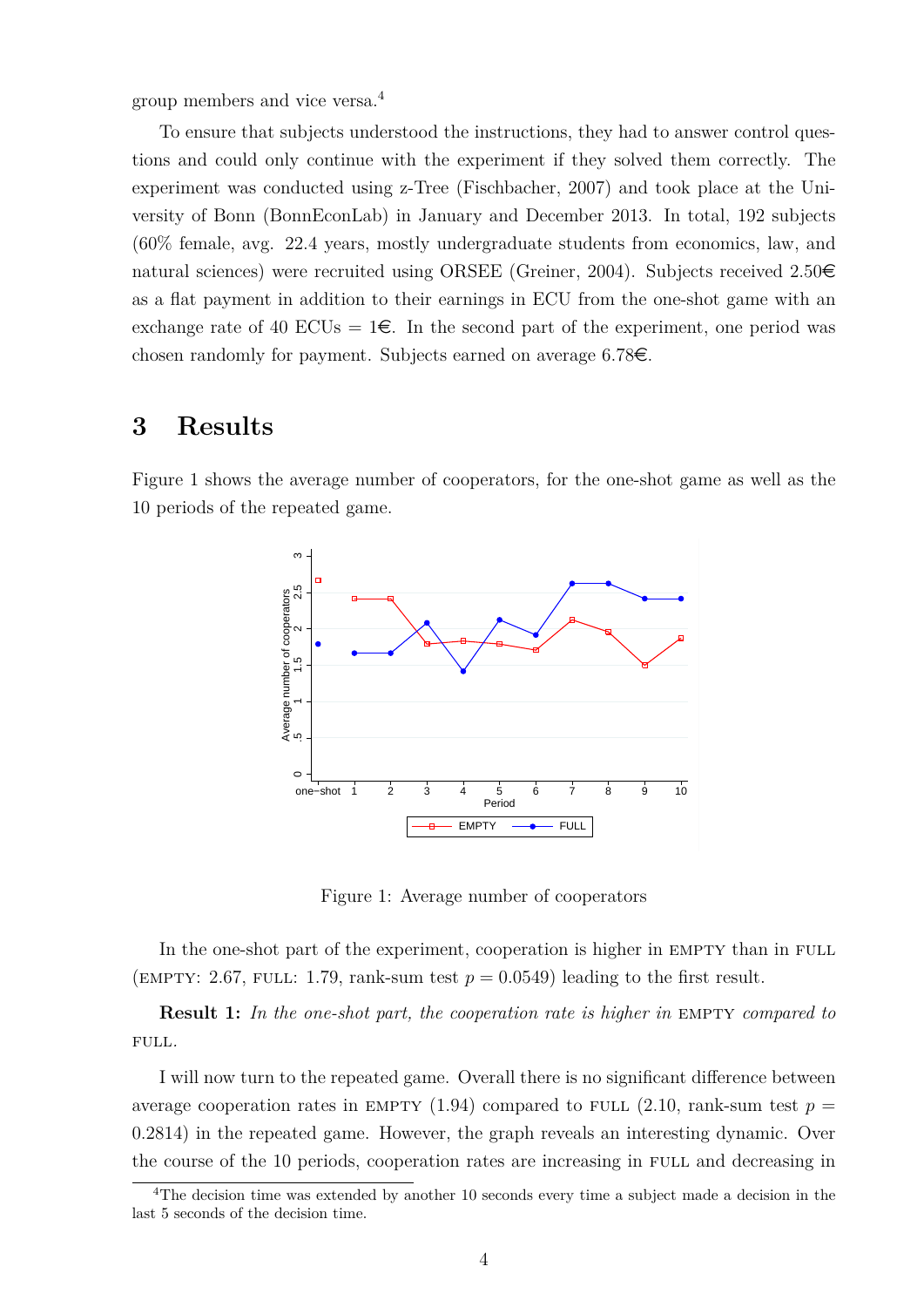group members and vice versa.[4]

To ensure that subjects understood the instructions, they had to answer control questions and could only continue with the experiment if they solved them correctly. The experiment was conducted using z-Tree (Fischbacher, 2007) and took place at the University of Bonn (BonnEconLab) in January and December 2013. In total, 192 subjects (60% female, avg. 22.4 years, mostly undergraduate students from economics, law, and natural sciences) were recruited using ORSEE (Greiner, 2004). Subjects received 2.50€ as a flat payment in addition to their earnings in ECU from the one-shot game with an exchange rate of 40 ECUs = 1€. In the second part of the experiment, one period was chosen randomly for payment. Subjects earned on average 6.78€.

# 3 Results

Figure 1 shows the average number of cooperators, for the one-shot game as well as the 10 periods of the repeated game.

Figure 1: Average number of cooperators

In the one-shot part of the experiment, cooperation is higher in EMPTY than in FULL (EMPTY: 2.67, FULL: 1.79, rank-sum test $p = 0.0549$) leading to the first result.

**Result 1:** *In the one-shot part, the cooperation rate is higher in* EMPTY *compared to* FULL.

I will now turn to the repeated game. Overall there is no significant difference between average cooperation rates in EMPTY (1.94) compared to FULL (2.10, rank-sum test $p = 0.2814$) in the repeated game. However, the graph reveals an interesting dynamic. Over the course of the 10 periods, cooperation rates are increasing in FULL and decreasing in

[4]The decision time was extended by another 10 seconds every time a subject made a decision in the last 5 seconds of the decision time.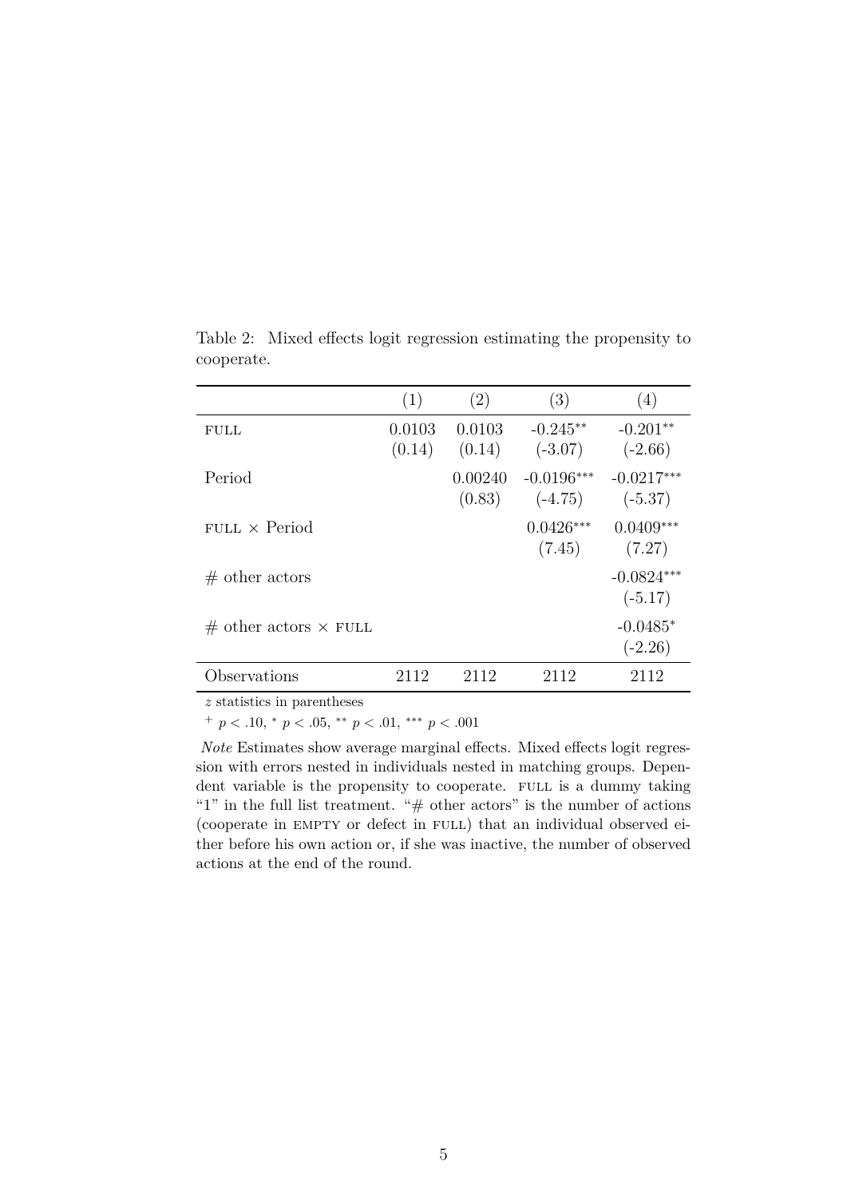Table 2: Mixed effects logit regression estimating the propensity to cooperate.

| | (1) | (2) | (3) | (4) |
|---|---|---|---|---|
| FULL | 0.0103 | 0.0103 | -0.245** | -0.201** |
| | (0.14) | (0.14) | (-3.07) | (-2.66) |
| Period | | 0.00240 | -0.0196*** | -0.0217*** |
| | | (0.83) | (-4.75) | (-5.37) |
| FULL × Period | | | 0.0426*** | 0.0409*** |
| | | | (7.45) | (7.27) |
| # other actors | | | | -0.0824*** |
| | | | | (-5.17) |
| # other actors × FULL | | | | -0.0485* |
| | | | | (-2.26) |
| Observations | 2112 | 2112 | 2112 | 2112 |

$z$ statistics in parentheses

$^{+}$ $p < .10$, $^{*}$ $p < .05$, $^{**}$ $p < .01$, $^{***}$ $p < .001$

*Note* Estimates show average marginal effects. Mixed effects logit regression with errors nested in individuals nested in matching groups. Dependent variable is the propensity to cooperate. FULL is a dummy taking "1" in the full list treatment. "# other actors" is the number of actions (cooperate in EMPTY or defect in FULL) that an individual observed either before his own action or, if she was inactive, the number of observed actions at the end of the round.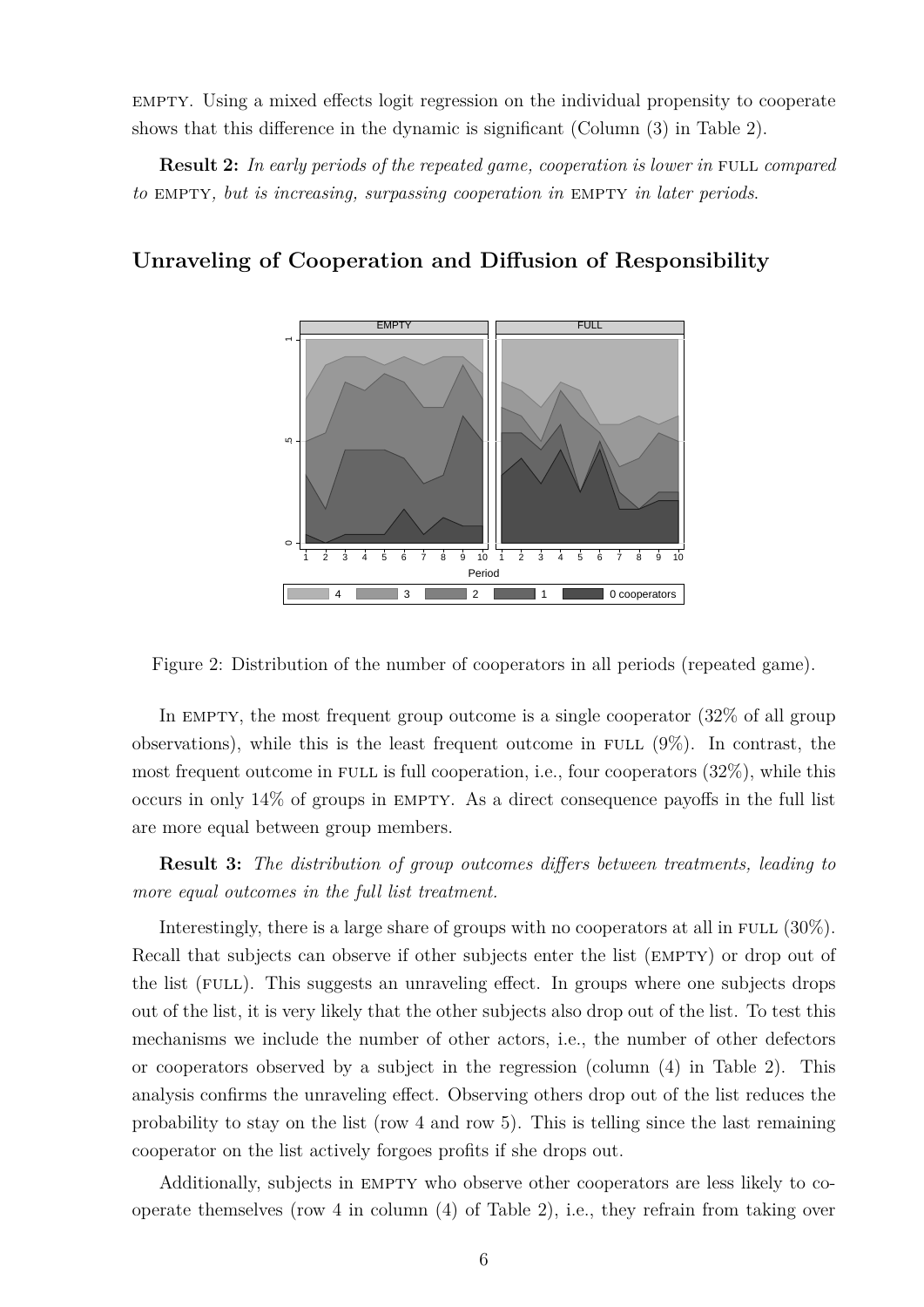EMPTY. Using a mixed effects logit regression on the individual propensity to cooperate shows that this difference in the dynamic is significant (Column (3) in Table 2).

**Result 2:** *In early periods of the repeated game, cooperation is lower in* FULL *compared to* EMPTY*, but is increasing, surpassing cooperation in* EMPTY *in later periods.*

## Unraveling of Cooperation and Diffusion of Responsibility

Figure 2: Distribution of the number of cooperators in all periods (repeated game).

In EMPTY, the most frequent group outcome is a single cooperator (32% of all group observations), while this is the least frequent outcome in FULL (9%). In contrast, the most frequent outcome in FULL is full cooperation, i.e., four cooperators (32%), while this occurs in only 14% of groups in EMPTY. As a direct consequence payoffs in the full list are more equal between group members.

**Result 3:** *The distribution of group outcomes differs between treatments, leading to more equal outcomes in the full list treatment.*

Interestingly, there is a large share of groups with no cooperators at all in FULL (30%). Recall that subjects can observe if other subjects enter the list (EMPTY) or drop out of the list (FULL). This suggests an unraveling effect. In groups where one subjects drops out of the list, it is very likely that the other subjects also drop out of the list. To test this mechanisms we include the number of other actors, i.e., the number of other defectors or cooperators observed by a subject in the regression (column (4) in Table 2). This analysis confirms the unraveling effect. Observing others drop out of the list reduces the probability to stay on the list (row 4 and row 5). This is telling since the last remaining cooperator on the list actively forgoes profits if she drops out.

Additionally, subjects in EMPTY who observe other cooperators are less likely to cooperate themselves (row 4 in column (4) of Table 2), i.e., they refrain from taking over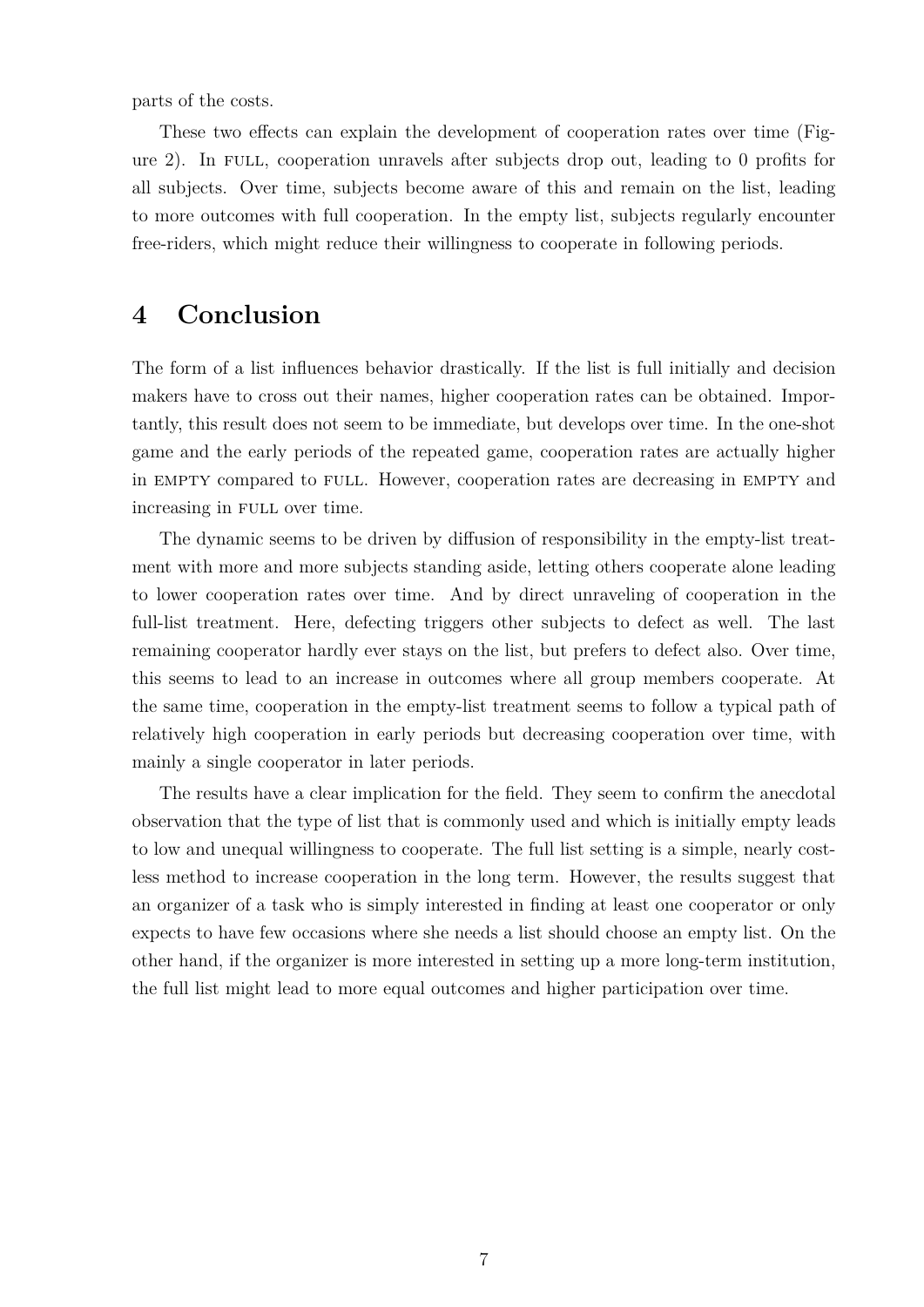parts of the costs.

These two effects can explain the development of cooperation rates over time (Figure 2). In FULL, cooperation unravels after subjects drop out, leading to 0 profits for all subjects. Over time, subjects become aware of this and remain on the list, leading to more outcomes with full cooperation. In the empty list, subjects regularly encounter free-riders, which might reduce their willingness to cooperate in following periods.

# 4 Conclusion

The form of a list influences behavior drastically. If the list is full initially and decision makers have to cross out their names, higher cooperation rates can be obtained. Importantly, this result does not seem to be immediate, but develops over time. In the one-shot game and the early periods of the repeated game, cooperation rates are actually higher in EMPTY compared to FULL. However, cooperation rates are decreasing in EMPTY and increasing in FULL over time.

The dynamic seems to be driven by diffusion of responsibility in the empty-list treatment with more and more subjects standing aside, letting others cooperate alone leading to lower cooperation rates over time. And by direct unraveling of cooperation in the full-list treatment. Here, defecting triggers other subjects to defect as well. The last remaining cooperator hardly ever stays on the list, but prefers to defect also. Over time, this seems to lead to an increase in outcomes where all group members cooperate. At the same time, cooperation in the empty-list treatment seems to follow a typical path of relatively high cooperation in early periods but decreasing cooperation over time, with mainly a single cooperator in later periods.

The results have a clear implication for the field. They seem to confirm the anecdotal observation that the type of list that is commonly used and which is initially empty leads to low and unequal willingness to cooperate. The full list setting is a simple, nearly costless method to increase cooperation in the long term. However, the results suggest that an organizer of a task who is simply interested in finding at least one cooperator or only expects to have few occasions where she needs a list should choose an empty list. On the other hand, if the organizer is more interested in setting up a more long-term institution, the full list might lead to more equal outcomes and higher participation over time.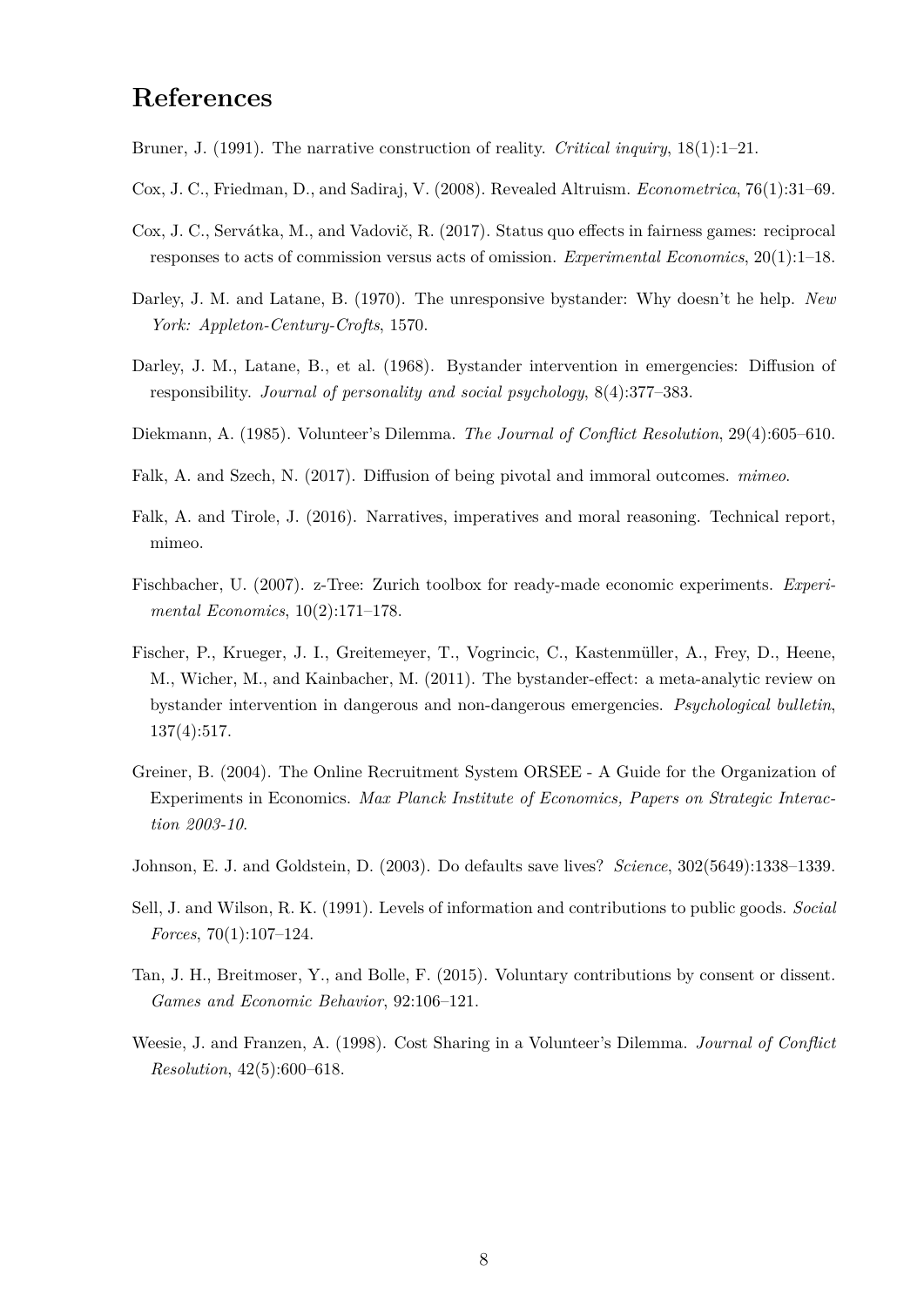# References

Bruner, J. (1991). The narrative construction of reality. *Critical inquiry*, 18(1):1–21.

Cox, J. C., Friedman, D., and Sadiraj, V. (2008). Revealed Altruism. *Econometrica*, 76(1):31–69.

Cox, J. C., Servátka, M., and Vadovič, R. (2017). Status quo effects in fairness games: reciprocal responses to acts of commission versus acts of omission. *Experimental Economics*, 20(1):1–18.

Darley, J. M. and Latane, B. (1970). The unresponsive bystander: Why doesn't he help. *New York: Appleton-Century-Crofts*, 1570.

Darley, J. M., Latane, B., et al. (1968). Bystander intervention in emergencies: Diffusion of responsibility. *Journal of personality and social psychology*, 8(4):377–383.

Diekmann, A. (1985). Volunteer's Dilemma. *The Journal of Conflict Resolution*, 29(4):605–610.

Falk, A. and Szech, N. (2017). Diffusion of being pivotal and immoral outcomes. *mimeo*.

Falk, A. and Tirole, J. (2016). Narratives, imperatives and moral reasoning. Technical report, mimeo.

Fischbacher, U. (2007). z-Tree: Zurich toolbox for ready-made economic experiments. *Experimental Economics*, 10(2):171–178.

Fischer, P., Krueger, J. I., Greitemeyer, T., Vogrincic, C., Kastenmüller, A., Frey, D., Heene, M., Wicher, M., and Kainbacher, M. (2011). The bystander-effect: a meta-analytic review on bystander intervention in dangerous and non-dangerous emergencies. *Psychological bulletin*, 137(4):517.

Greiner, B. (2004). The Online Recruitment System ORSEE - A Guide for the Organization of Experiments in Economics. *Max Planck Institute of Economics, Papers on Strategic Interaction 2003-10*.

Johnson, E. J. and Goldstein, D. (2003). Do defaults save lives? *Science*, 302(5649):1338–1339.

Sell, J. and Wilson, R. K. (1991). Levels of information and contributions to public goods. *Social Forces*, 70(1):107–124.

Tan, J. H., Breitmoser, Y., and Bolle, F. (2015). Voluntary contributions by consent or dissent. *Games and Economic Behavior*, 92:106–121.

Weesie, J. and Franzen, A. (1998). Cost Sharing in a Volunteer's Dilemma. *Journal of Conflict Resolution*, 42(5):600–618.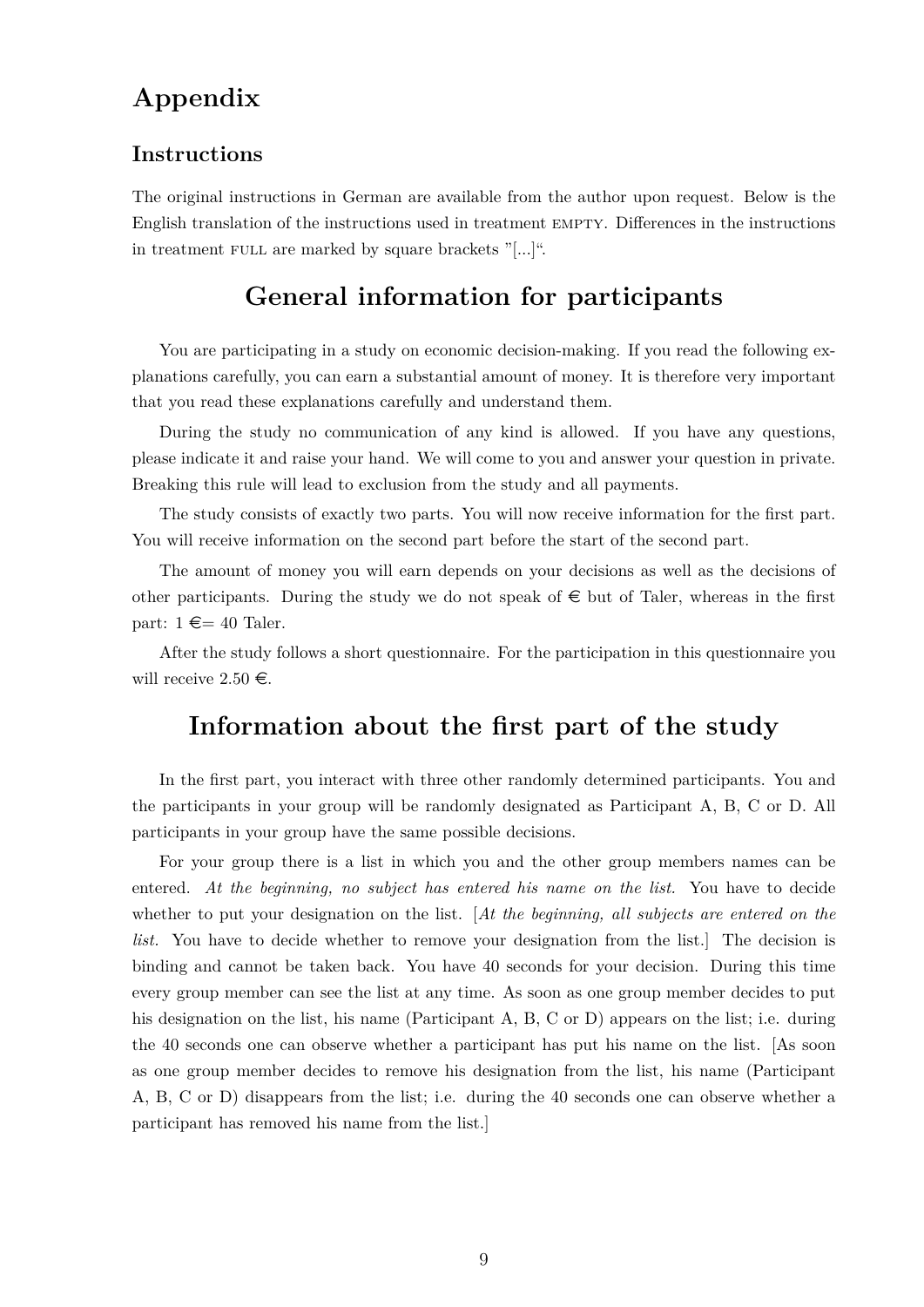# Appendix

## Instructions

The original instructions in German are available from the author upon request. Below is the English translation of the instructions used in treatment EMPTY. Differences in the instructions in treatment FULL are marked by square brackets "[...]".

## General information for participants

You are participating in a study on economic decision-making. If you read the following explanations carefully, you can earn a substantial amount of money. It is therefore very important that you read these explanations carefully and understand them.

During the study no communication of any kind is allowed. If you have any questions, please indicate it and raise your hand. We will come to you and answer your question in private. Breaking this rule will lead to exclusion from the study and all payments.

The study consists of exactly two parts. You will now receive information for the first part. You will receive information on the second part before the start of the second part.

The amount of money you will earn depends on your decisions as well as the decisions of other participants. During the study we do not speak of € but of Taler, whereas in the first part: 1 €= 40 Taler.

After the study follows a short questionnaire. For the participation in this questionnaire you will receive 2.50 €.

## Information about the first part of the study

In the first part, you interact with three other randomly determined participants. You and the participants in your group will be randomly designated as Participant A, B, C or D. All participants in your group have the same possible decisions.

For your group there is a list in which you and the other group members names can be entered. *At the beginning, no subject has entered his name on the list.* You have to decide whether to put your designation on the list. [*At the beginning, all subjects are entered on the list.* You have to decide whether to remove your designation from the list.] The decision is binding and cannot be taken back. You have 40 seconds for your decision. During this time every group member can see the list at any time. As soon as one group member decides to put his designation on the list, his name (Participant A, B, C or D) appears on the list; i.e. during the 40 seconds one can observe whether a participant has put his name on the list. [As soon as one group member decides to remove his designation from the list, his name (Participant A, B, C or D) disappears from the list; i.e. during the 40 seconds one can observe whether a participant has removed his name from the list.]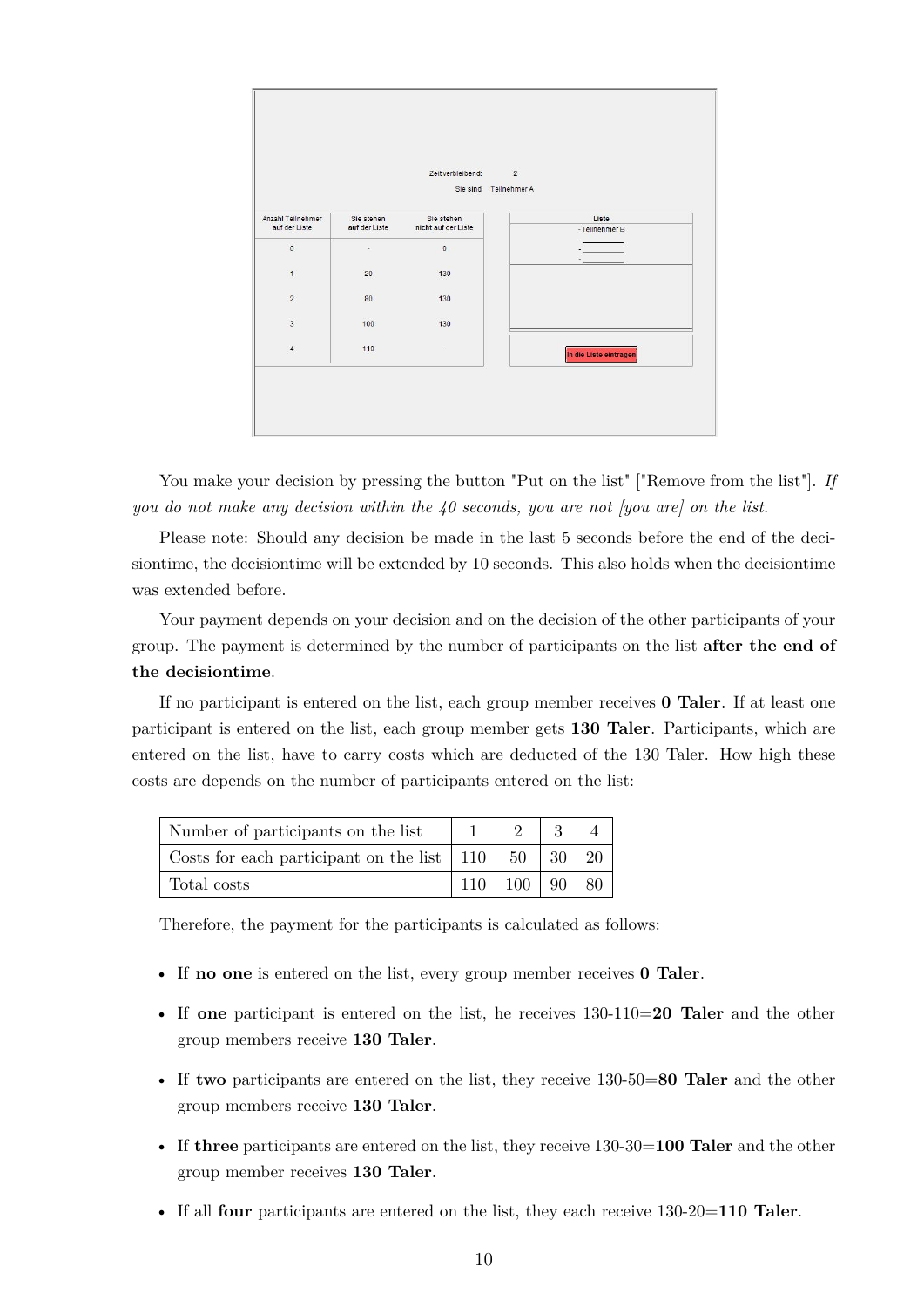You make your decision by pressing the button "Put on the list" ["Remove from the list"]. *If you do not make any decision within the 40 seconds, you are not [you are] on the list.*

Please note: Should any decision be made in the last 5 seconds before the end of the decisiontime, the decisiontime will be extended by 10 seconds. This also holds when the decisiontime was extended before.

Your payment depends on your decision and on the decision of the other participants of your group. The payment is determined by the number of participants on the list **after the end of the decisiontime**.

If no participant is entered on the list, each group member receives **0 Taler**. If at least one participant is entered on the list, each group member gets **130 Taler**. Participants, which are entered on the list, have to carry costs which are deducted of the 130 Taler. How high these costs are depends on the number of participants entered on the list:

| Number of participants on the list | 1 | 2 | 3 | 4 |
|---|---|---|---|---|
| Costs for each participant on the list | 110 | 50 | 30 | 20 |
| Total costs | 110 | 100 | 90 | 80 |

Therefore, the payment for the participants is calculated as follows:

- If **no one** is entered on the list, every group member receives **0 Taler**.
- If **one** participant is entered on the list, he receives 130-110=**20 Taler** and the other group members receive **130 Taler**.
- If **two** participants are entered on the list, they receive 130-50=**80 Taler** and the other group members receive **130 Taler**.
- If **three** participants are entered on the list, they receive 130-30=**100 Taler** and the other group member receives **130 Taler**.
- If all **four** participants are entered on the list, they each receive 130-20=**110 Taler**.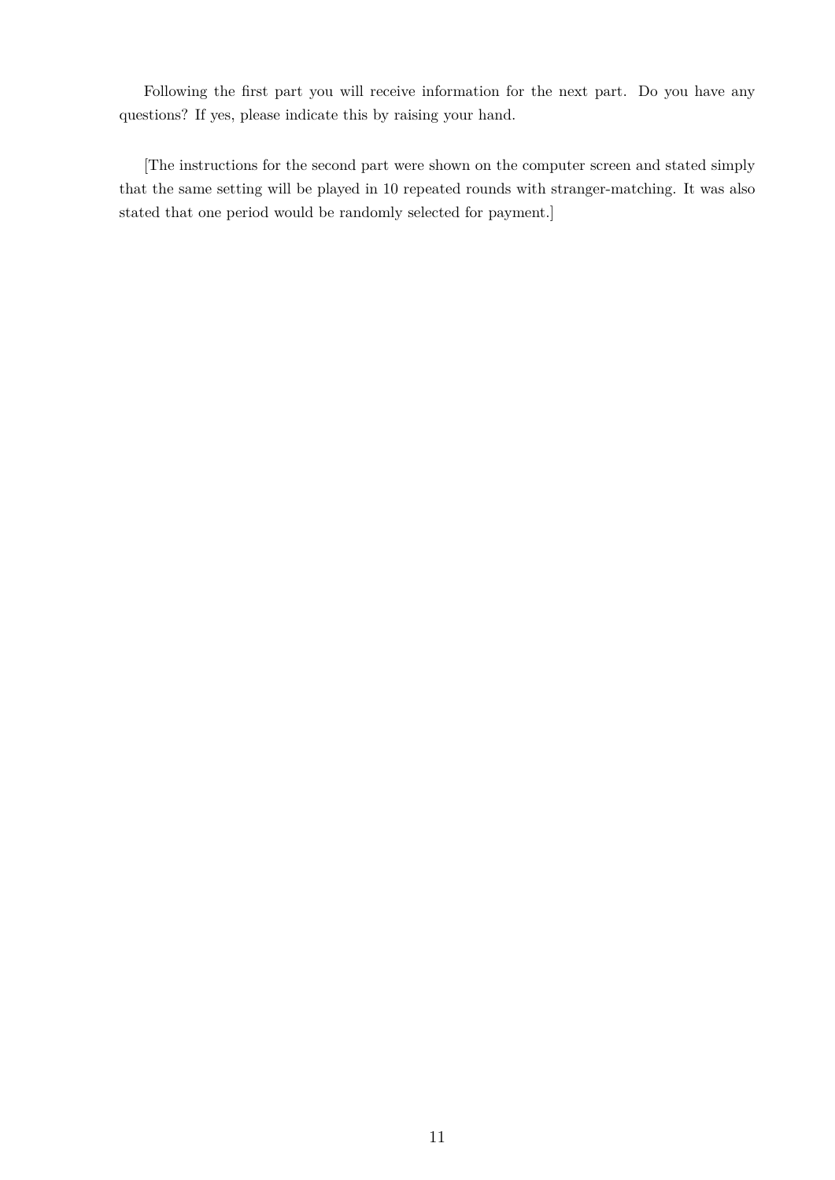Following the first part you will receive information for the next part. Do you have any questions? If yes, please indicate this by raising your hand.

[The instructions for the second part were shown on the computer screen and stated simply that the same setting will be played in 10 repeated rounds with stranger-matching. It was also stated that one period would be randomly selected for payment.]